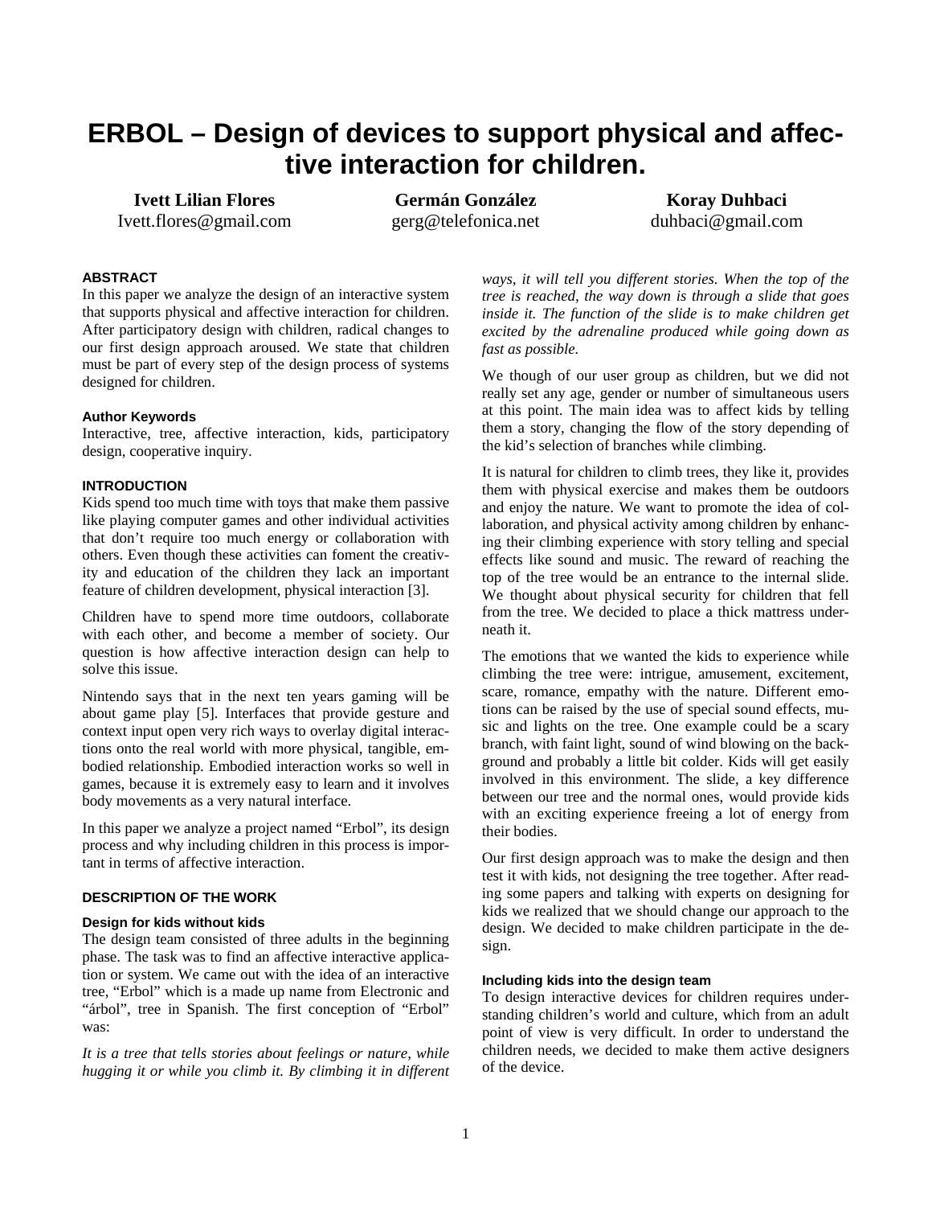# ERBOL – Design of devices to support physical and affective interaction for children.

**Ivett Lilian Flores**
Ivett.flores@gmail.com

**Germán González**
gerg@telefonica.net

**Koray Duhbaci**
duhbaci@gmail.com

#### ABSTRACT

In this paper we analyze the design of an interactive system that supports physical and affective interaction for children. After participatory design with children, radical changes to our first design approach aroused. We state that children must be part of every step of the design process of systems designed for children.

#### Author Keywords

Interactive, tree, affective interaction, kids, participatory design, cooperative inquiry.

#### INTRODUCTION

Kids spend too much time with toys that make them passive like playing computer games and other individual activities that don't require too much energy or collaboration with others. Even though these activities can foment the creativity and education of the children they lack an important feature of children development, physical interaction [3].

Children have to spend more time outdoors, collaborate with each other, and become a member of society. Our question is how affective interaction design can help to solve this issue.

Nintendo says that in the next ten years gaming will be about game play [5]. Interfaces that provide gesture and context input open very rich ways to overlay digital interactions onto the real world with more physical, tangible, embodied relationship. Embodied interaction works so well in games, because it is extremely easy to learn and it involves body movements as a very natural interface.

In this paper we analyze a project named "Erbol", its design process and why including children in this process is important in terms of affective interaction.

#### DESCRIPTION OF THE WORK

##### Design for kids without kids

The design team consisted of three adults in the beginning phase. The task was to find an affective interactive application or system. We came out with the idea of an interactive tree, "Erbol" which is a made up name from Electronic and "árbol", tree in Spanish. The first conception of "Erbol" was:

*It is a tree that tells stories about feelings or nature, while hugging it or while you climb it. By climbing it in different ways, it will tell you different stories. When the top of the tree is reached, the way down is through a slide that goes inside it. The function of the slide is to make children get excited by the adrenaline produced while going down as fast as possible.*

We though of our user group as children, but we did not really set any age, gender or number of simultaneous users at this point. The main idea was to affect kids by telling them a story, changing the flow of the story depending of the kid's selection of branches while climbing.

It is natural for children to climb trees, they like it, provides them with physical exercise and makes them be outdoors and enjoy the nature. We want to promote the idea of collaboration, and physical activity among children by enhancing their climbing experience with story telling and special effects like sound and music. The reward of reaching the top of the tree would be an entrance to the internal slide. We thought about physical security for children that fell from the tree. We decided to place a thick mattress underneath it.

The emotions that we wanted the kids to experience while climbing the tree were: intrigue, amusement, excitement, scare, romance, empathy with the nature. Different emotions can be raised by the use of special sound effects, music and lights on the tree. One example could be a scary branch, with faint light, sound of wind blowing on the background and probably a little bit colder. Kids will get easily involved in this environment. The slide, a key difference between our tree and the normal ones, would provide kids with an exciting experience freeing a lot of energy from their bodies.

Our first design approach was to make the design and then test it with kids, not designing the tree together. After reading some papers and talking with experts on designing for kids we realized that we should change our approach to the design. We decided to make children participate in the design.

##### Including kids into the design team

To design interactive devices for children requires understanding children's world and culture, which from an adult point of view is very difficult. In order to understand the children needs, we decided to make them active designers of the device.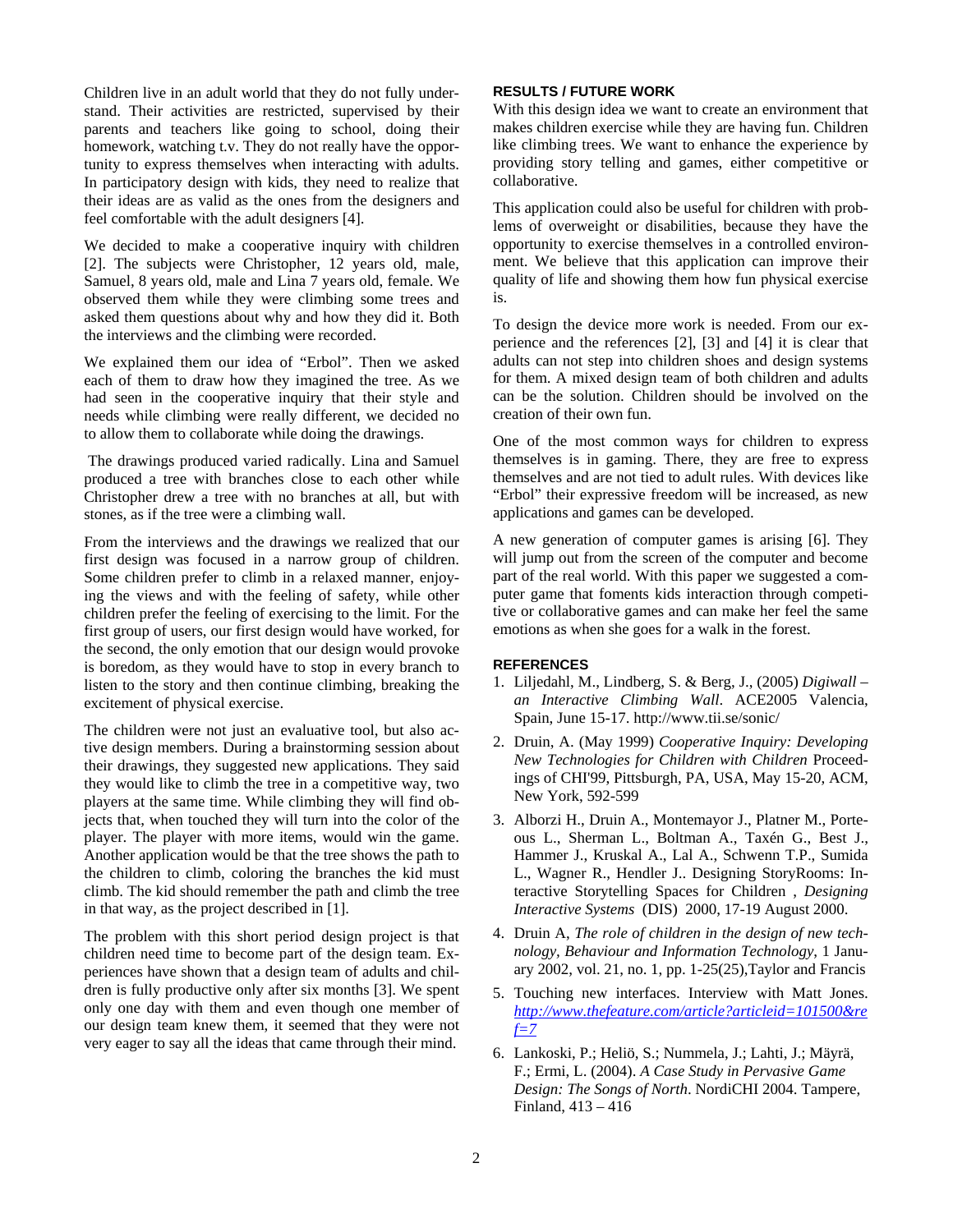Children live in an adult world that they do not fully understand. Their activities are restricted, supervised by their parents and teachers like going to school, doing their homework, watching t.v. They do not really have the opportunity to express themselves when interacting with adults. In participatory design with kids, they need to realize that their ideas are as valid as the ones from the designers and feel comfortable with the adult designers [4].

We decided to make a cooperative inquiry with children [2]. The subjects were Christopher, 12 years old, male, Samuel, 8 years old, male and Lina 7 years old, female. We observed them while they were climbing some trees and asked them questions about why and how they did it. Both the interviews and the climbing were recorded.

We explained them our idea of "Erbol". Then we asked each of them to draw how they imagined the tree. As we had seen in the cooperative inquiry that their style and needs while climbing were really different, we decided no to allow them to collaborate while doing the drawings.

The drawings produced varied radically. Lina and Samuel produced a tree with branches close to each other while Christopher drew a tree with no branches at all, but with stones, as if the tree were a climbing wall.

From the interviews and the drawings we realized that our first design was focused in a narrow group of children. Some children prefer to climb in a relaxed manner, enjoying the views and with the feeling of safety, while other children prefer the feeling of exercising to the limit. For the first group of users, our first design would have worked, for the second, the only emotion that our design would provoke is boredom, as they would have to stop in every branch to listen to the story and then continue climbing, breaking the excitement of physical exercise.

The children were not just an evaluative tool, but also active design members. During a brainstorming session about their drawings, they suggested new applications. They said they would like to climb the tree in a competitive way, two players at the same time. While climbing they will find objects that, when touched they will turn into the color of the player. The player with more items, would win the game. Another application would be that the tree shows the path to the children to climb, coloring the branches the kid must climb. The kid should remember the path and climb the tree in that way, as the project described in [1].

The problem with this short period design project is that children need time to become part of the design team. Experiences have shown that a design team of adults and children is fully productive only after six months [3]. We spent only one day with them and even though one member of our design team knew them, it seemed that they were not very eager to say all the ideas that came through their mind.

## RESULTS / FUTURE WORK

With this design idea we want to create an environment that makes children exercise while they are having fun. Children like climbing trees. We want to enhance the experience by providing story telling and games, either competitive or collaborative.

This application could also be useful for children with problems of overweight or disabilities, because they have the opportunity to exercise themselves in a controlled environment. We believe that this application can improve their quality of life and showing them how fun physical exercise is.

To design the device more work is needed. From our experience and the references [2], [3] and [4] it is clear that adults can not step into children shoes and design systems for them. A mixed design team of both children and adults can be the solution. Children should be involved on the creation of their own fun.

One of the most common ways for children to express themselves is in gaming. There, they are free to express themselves and are not tied to adult rules. With devices like "Erbol" their expressive freedom will be increased, as new applications and games can be developed.

A new generation of computer games is arising [6]. They will jump out from the screen of the computer and become part of the real world. With this paper we suggested a computer game that foments kids interaction through competitive or collaborative games and can make her feel the same emotions as when she goes for a walk in the forest.

## REFERENCES

1. Liljedahl, M., Lindberg, S. & Berg, J., (2005) *Digiwall – an Interactive Climbing Wall*. ACE2005 Valencia, Spain, June 15-17. http://www.tii.se/sonic/
2. Druin, A. (May 1999) *Cooperative Inquiry: Developing New Technologies for Children with Children* Proceedings of CHI'99, Pittsburgh, PA, USA, May 15-20, ACM, New York, 592-599
3. Alborzi H., Druin A., Montemayor J., Platner M., Porteous L., Sherman L., Boltman A., Taxén G., Best J., Hammer J., Kruskal A., Lal A., Schwenn T.P., Sumida L., Wagner R., Hendler J.. Designing StoryRooms: Interactive Storytelling Spaces for Children , *Designing Interactive Systems* (DIS) 2000, 17-19 August 2000.
4. Druin A, *The role of children in the design of new technology, Behaviour and Information Technology*, 1 January 2002, vol. 21, no. 1, pp. 1-25(25),Taylor and Francis
5. Touching new interfaces. Interview with Matt Jones. http://www.thefeature.com/article?articleid=101500&ref=7
6. Lankoski, P.; Heliö, S.; Nummela, J.; Lahti, J.; Mäyrä, F.; Ermi, L. (2004). *A Case Study in Pervasive Game Design: The Songs of North*. NordiCHI 2004. Tampere, Finland, 413 – 416